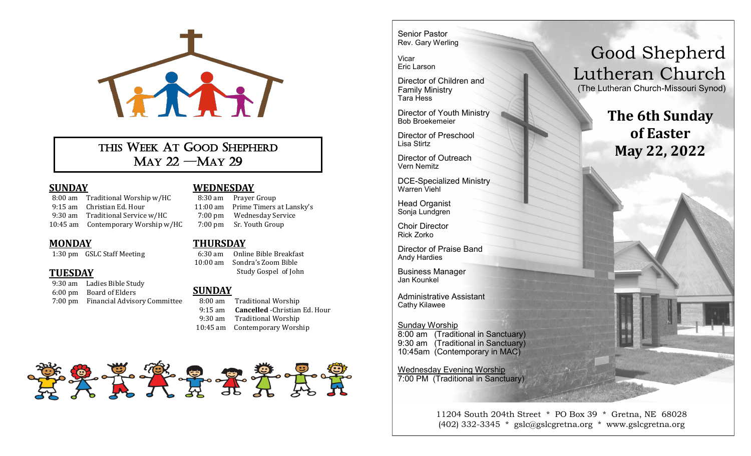## This Week At Good Shepherd
## May 22 —May 29

**SUNDAY**

8:00 am Traditional Worship w/HC
9:15 am Christian Ed. Hour
9:30 am Traditional Service w/HC
10:45 am Contemporary Worship w/HC

**MONDAY**

1:30 pm GSLC Staff Meeting

**TUESDAY**

9:30 am Ladies Bible Study
6:00 pm Board of Elders
7:00 pm Financial Advisory Committee

**WEDNESDAY**

8:30 am Prayer Group
11:00 am Prime Timers at Lansky's
7:00 pm Wednesday Service
7:00 pm Sr. Youth Group

**THURSDAY**

6:30 am Online Bible Breakfast
10:00 am Sondra's Zoom Bible Study Gospel of John

**SUNDAY**

8:00 am Traditional Worship
9:15 am **Cancelled** -Christian Ed. Hour
9:30 am Traditional Worship
10:45 am Contemporary Worship

---

Senior Pastor
Rev. Gary Werling

Vicar
Eric Larson

Director of Children and Family Ministry
Tara Hess

Director of Youth Ministry
Bob Broekemeier

Director of Preschool
Lisa Stirtz

Director of Outreach
Vern Nemitz

DCE-Specialized Ministry
Warren Viehl

Head Organist
Sonja Lundgren

Choir Director
Rick Zorko

Director of Praise Band
Andy Hardies

Business Manager
Jan Kounkel

Administrative Assistant
Cathy Kilawee

Sunday Worship
8:00 am (Traditional in Sanctuary)
9:30 am (Traditional in Sanctuary)
10:45am (Contemporary in MAC)

Wednesday Evening Worship
7:00 PM (Traditional in Sanctuary)

# Good Shepherd Lutheran Church

(The Lutheran Church-Missouri Synod)

## The 6th Sunday of Easter
## May 22, 2022

11204 South 204th Street * PO Box 39 * Gretna, NE 68028
(402) 332-3345 * gslc@gslcgretna.org * www.gslcgretna.org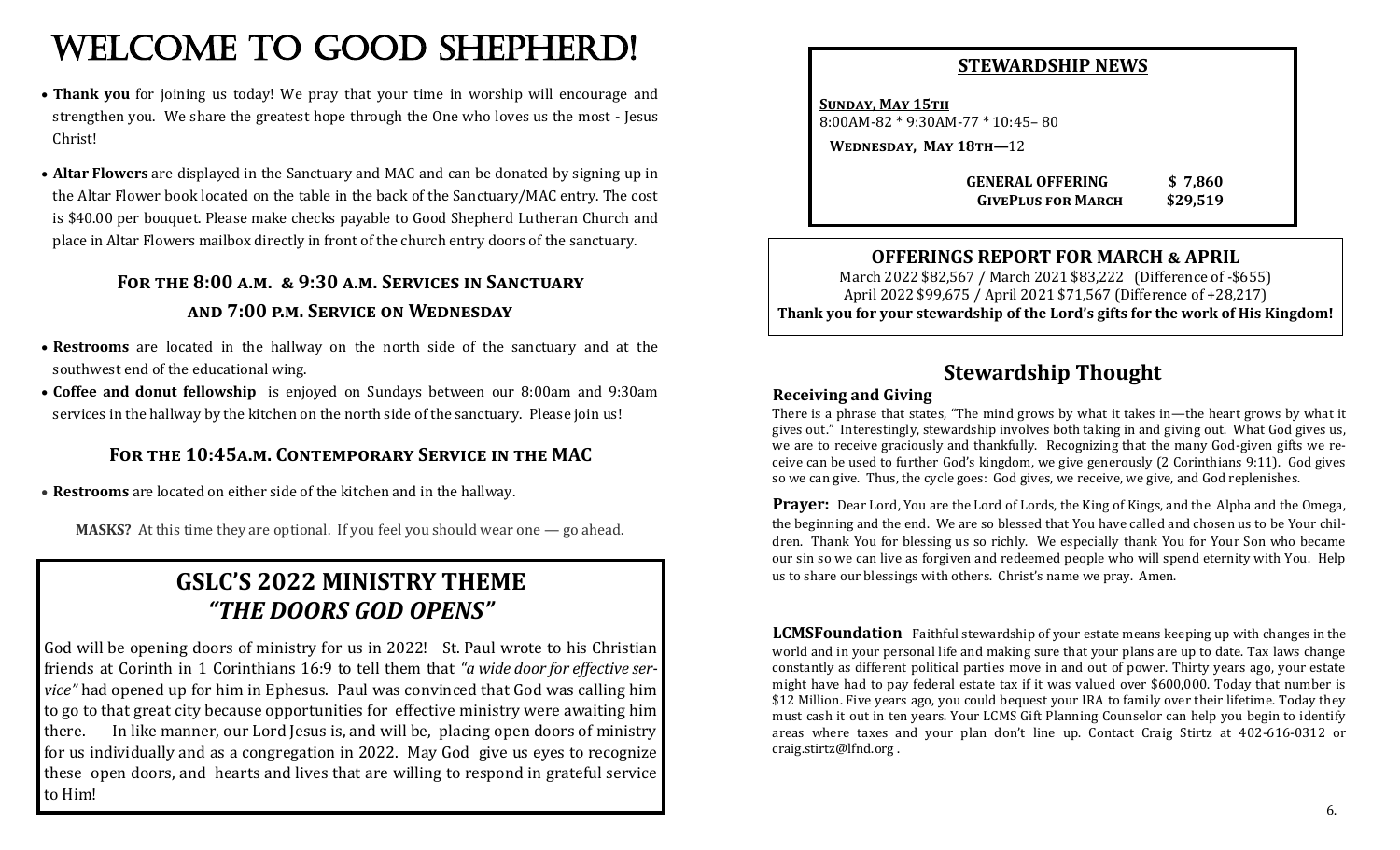# WELCOME TO GOOD SHEPHERD!

- **Thank you** for joining us today! We pray that your time in worship will encourage and strengthen you. We share the greatest hope through the One who loves us the most - Jesus Christ!
- **Altar Flowers** are displayed in the Sanctuary and MAC and can be donated by signing up in the Altar Flower book located on the table in the back of the Sanctuary/MAC entry. The cost is $40.00 per bouquet. Please make checks payable to Good Shepherd Lutheran Church and place in Altar Flowers mailbox directly in front of the church entry doors of the sanctuary.

### For the 8:00 a.m. & 9:30 a.m. Services in Sanctuary and 7:00 p.m. Service on Wednesday

- **Restrooms** are located in the hallway on the north side of the sanctuary and at the southwest end of the educational wing.
- **Coffee and donut fellowship** is enjoyed on Sundays between our 8:00am and 9:30am services in the hallway by the kitchen on the north side of the sanctuary. Please join us!

### For the 10:45a.m. Contemporary Service in the MAC

- **Restrooms** are located on either side of the kitchen and in the hallway.

**MASKS?** At this time they are optional. If you feel you should wear one — go ahead.

## GSLC'S 2022 MINISTRY THEME
## *"THE DOORS GOD OPENS"*

God will be opening doors of ministry for us in 2022! St. Paul wrote to his Christian friends at Corinth in 1 Corinthians 16:9 to tell them that *"a wide door for effective service"* had opened up for him in Ephesus. Paul was convinced that God was calling him to go to that great city because opportunities for effective ministry were awaiting him there. In like manner, our Lord Jesus is, and will be, placing open doors of ministry for us individually and as a congregation in 2022. May God give us eyes to recognize these open doors, and hearts and lives that are willing to respond in grateful service to Him!

## STEWARDSHIP NEWS

**Sunday, May 15th**
8:00AM-82 * 9:30AM-77 * 10:45– 80

**Wednesday, May 18th—**12

| | |
|---|---|
| **GENERAL OFFERING** | **$ 7,860** |
| **GIVEPLUS FOR MARCH** | **$29,519** |

## OFFERINGS REPORT FOR MARCH & APRIL

March 2022 $82,567 / March 2021 $83,222 (Difference of -$655)
April 2022 $99,675 / April 2021 $71,567 (Difference of +28,217)
**Thank you for your stewardship of the Lord's gifts for the work of His Kingdom!**

## Stewardship Thought

**Receiving and Giving**
There is a phrase that states, "The mind grows by what it takes in—the heart grows by what it gives out." Interestingly, stewardship involves both taking in and giving out. What God gives us, we are to receive graciously and thankfully. Recognizing that the many God-given gifts we receive can be used to further God's kingdom, we give generously (2 Corinthians 9:11). God gives so we can give. Thus, the cycle goes: God gives, we receive, we give, and God replenishes.

**Prayer:** Dear Lord, You are the Lord of Lords, the King of Kings, and the Alpha and the Omega, the beginning and the end. We are so blessed that You have called and chosen us to be Your children. Thank You for blessing us so richly. We especially thank You for Your Son who became our sin so we can live as forgiven and redeemed people who will spend eternity with You. Help us to share our blessings with others. Christ's name we pray. Amen.

**LCMSFoundation** Faithful stewardship of your estate means keeping up with changes in the world and in your personal life and making sure that your plans are up to date. Tax laws change constantly as different political parties move in and out of power. Thirty years ago, your estate might have had to pay federal estate tax if it was valued over $600,000. Today that number is $12 Million. Five years ago, you could bequest your IRA to family over their lifetime. Today they must cash it out in ten years. Your LCMS Gift Planning Counselor can help you begin to identify areas where taxes and your plan don't line up. Contact Craig Stirtz at 402-616-0312 or craig.stirtz@lfnd.org .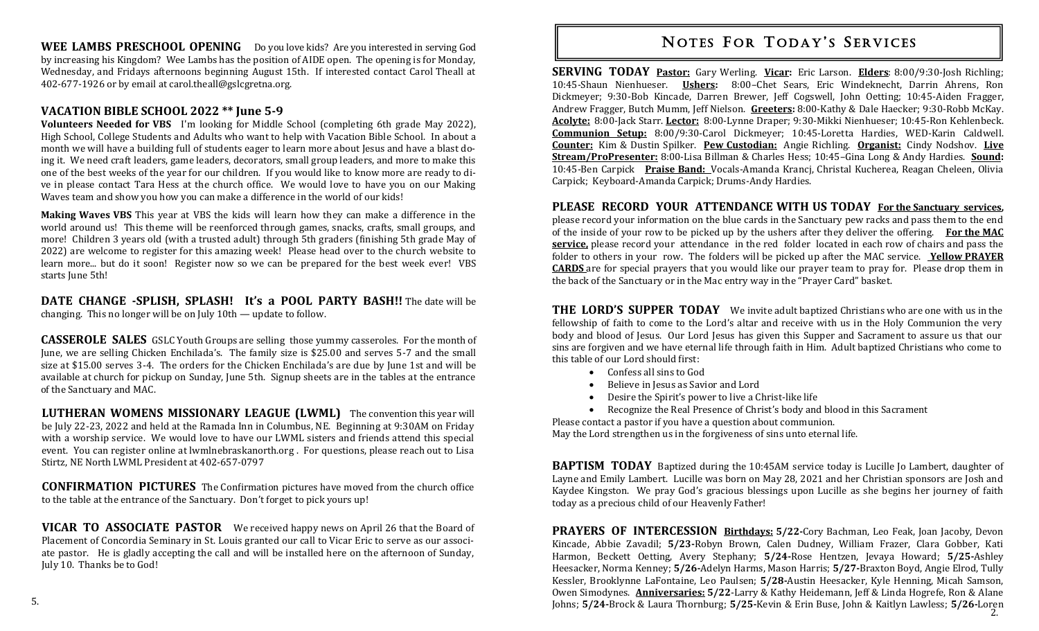**WEE LAMBS PRESCHOOL OPENING** Do you love kids? Are you interested in serving God by increasing his Kingdom? Wee Lambs has the position of AIDE open. The opening is for Monday, Wednesday, and Fridays afternoons beginning August 15th. If interested contact Carol Theall at 402-677-1926 or by email at carol.theall@gslcgretna.org.

### VACATION BIBLE SCHOOL 2022 ** June 5-9

**Volunteers Needed for VBS** I'm looking for Middle School (completing 6th grade May 2022), High School, College Students and Adults who want to help with Vacation Bible School. In about a month we will have a building full of students eager to learn more about Jesus and have a blast doing it. We need craft leaders, game leaders, decorators, small group leaders, and more to make this one of the best weeks of the year for our children. If you would like to know more are ready to dive in please contact Tara Hess at the church office. We would love to have you on our Making Waves team and show you how you can make a difference in the world of our kids!

**Making Waves VBS** This year at VBS the kids will learn how they can make a difference in the world around us! This theme will be reenforced through games, snacks, crafts, small groups, and more! Children 3 years old (with a trusted adult) through 5th graders (finishing 5th grade May of 2022) are welcome to register for this amazing week! Please head over to the church website to learn more... but do it soon! Register now so we can be prepared for the best week ever! VBS starts June 5th!

**DATE CHANGE -SPLISH, SPLASH! It's a POOL PARTY BASH!!** The date will be changing. This no longer will be on July 10th — update to follow.

**CASSEROLE SALES** GSLC Youth Groups are selling those yummy casseroles. For the month of June, we are selling Chicken Enchilada's. The family size is $25.00 and serves 5-7 and the small size at $15.00 serves 3-4. The orders for the Chicken Enchilada's are due by June 1st and will be available at church for pickup on Sunday, June 5th. Signup sheets are in the tables at the entrance of the Sanctuary and MAC.

**LUTHERAN WOMENS MISSIONARY LEAGUE (LWML)** The convention this year will be July 22-23, 2022 and held at the Ramada Inn in Columbus, NE. Beginning at 9:30AM on Friday with a worship service. We would love to have our LWML sisters and friends attend this special event. You can register online at lwmlnebraskanorth.org . For questions, please reach out to Lisa Stirtz, NE North LWML President at 402-657-0797

**CONFIRMATION PICTURES** The Confirmation pictures have moved from the church office to the table at the entrance of the Sanctuary. Don't forget to pick yours up!

**VICAR TO ASSOCIATE PASTOR** We received happy news on April 26 that the Board of Placement of Concordia Seminary in St. Louis granted our call to Vicar Eric to serve as our associate pastor. He is gladly accepting the call and will be installed here on the afternoon of Sunday, July 10. Thanks be to God!

## Notes For Today's Services

**SERVING TODAY** **<u>Pastor:</u>** Gary Werling. **<u>Vicar:</u>** Eric Larson. **<u>Elders</u>**: 8:00/9:30-Josh Richling; 10:45-Shaun Nienhueser. **<u>Ushers:</u>** 8:00–Chet Sears, Eric Windeknecht, Darrin Ahrens, Ron Dickmeyer; 9:30-Bob Kincade, Darren Brewer, Jeff Cogswell, John Oetting; 10:45-Aiden Fragger, Andrew Fragger, Butch Mumm, Jeff Nielson. **<u>Greeters:</u>** 8:00-Kathy & Dale Haecker; 9:30-Robb McKay. **<u>Acolyte:</u>** 8:00-Jack Starr. **<u>Lector:</u>** 8:00-Lynne Draper; 9:30-Mikki Nienhueser; 10:45-Ron Kehlenbeck. **<u>Communion Setup:</u>** 8:00/9:30-Carol Dickmeyer; 10:45-Loretta Hardies, WED-Karin Caldwell. **<u>Counter:</u>** Kim & Dustin Spilker. **<u>Pew Custodian:</u>** Angie Richling. **<u>Organist:</u>** Cindy Nodshov. **<u>Live Stream/ProPresenter:</u>** 8:00-Lisa Billman & Charles Hess; 10:45–Gina Long & Andy Hardies. **<u>Sound:</u>** 10:45-Ben Carpick **<u>Praise Band:</u>** Vocals-Amanda Krancj, Christal Kucherea, Reagan Cheleen, Olivia Carpick; Keyboard-Amanda Carpick; Drums-Andy Hardies.

**PLEASE RECORD YOUR ATTENDANCE WITH US TODAY** **<u>For the Sanctuary services</u>**, please record your information on the blue cards in the Sanctuary pew racks and pass them to the end of the inside of your row to be picked up by the ushers after they deliver the offering. **<u>For the MAC service,</u>** please record your attendance in the red folder located in each row of chairs and pass the folder to others in your row. The folders will be picked up after the MAC service. **<u>Yellow PRAYER CARDS</u>** are for special prayers that you would like our prayer team to pray for. Please drop them in the back of the Sanctuary or in the Mac entry way in the "Prayer Card" basket.

**THE LORD'S SUPPER TODAY** We invite adult baptized Christians who are one with us in the fellowship of faith to come to the Lord's altar and receive with us in the Holy Communion the very body and blood of Jesus. Our Lord Jesus has given this Supper and Sacrament to assure us that our sins are forgiven and we have eternal life through faith in Him. Adult baptized Christians who come to this table of our Lord should first:

- Confess all sins to God
- Believe in Jesus as Savior and Lord
- Desire the Spirit's power to live a Christ-like life
- Recognize the Real Presence of Christ's body and blood in this Sacrament

Please contact a pastor if you have a question about communion.
May the Lord strengthen us in the forgiveness of sins unto eternal life.

**BAPTISM TODAY** Baptized during the 10:45AM service today is Lucille Jo Lambert, daughter of Layne and Emily Lambert. Lucille was born on May 28, 2021 and her Christian sponsors are Josh and Kaydee Kingston. We pray God's gracious blessings upon Lucille as she begins her journey of faith today as a precious child of our Heavenly Father!

**PRAYERS OF INTERCESSION** **<u>Birthdays:</u>** **5/22-**Cory Bachman, Leo Feak, Joan Jacoby, Devon Kincade, Abbie Zavadil; **5/23-**Robyn Brown, Calen Dudney, William Frazer, Clara Gobber, Kati Harmon, Beckett Oetting, Avery Stephany; **5/24-**Rose Hentzen, Jevaya Howard; **5/25-**Ashley Heesacker, Norma Kenney; **5/26-**Adelyn Harms, Mason Harris; **5/27-**Braxton Boyd, Angie Elrod, Tully Kessler, Brooklynne LaFontaine, Leo Paulsen; **5/28-**Austin Heesacker, Kyle Henning, Micah Samson, Owen Simodynes. **<u>Anniversaries:</u>** **5/22-**Larry & Kathy Heidemann, Jeff & Linda Hogrefe, Ron & Alane Johns; **5/24-**Brock & Laura Thornburg; **5/25-**Kevin & Erin Buse, John & Kaitlyn Lawless; **5/26-**Loren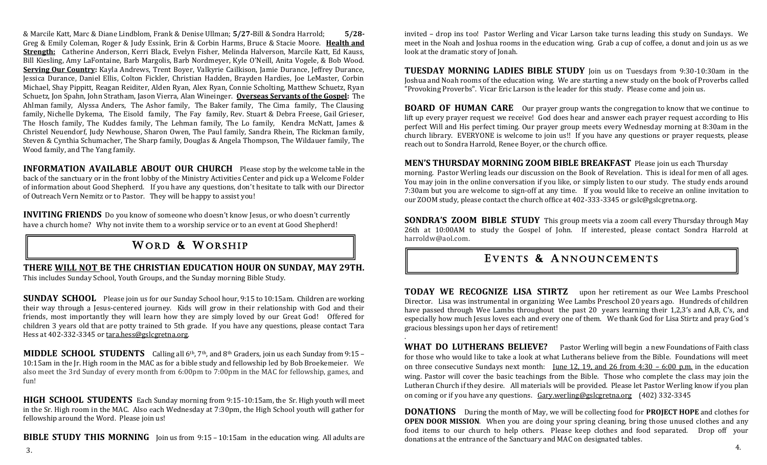& Marcile Katt, Marc & Diane Lindblom, Frank & Denise Ullman; **5/27-**Bill & Sondra Harrold; **5/28-** Greg & Emily Coleman, Roger & Judy Essink, Erin & Corbin Harms, Bruce & Stacie Moore. **Health and Strength:** Catherine Anderson, Kerri Black, Evelyn Fisher, Melinda Halverson, Marcile Katt, Ed Kauss, Bill Kiesling, Amy LaFontaine, Barb Margolis, Barb Nordmeyer, Kyle O'Neill, Anita Vogele, & Bob Wood. **Serving Our Country:** Kayla Andrews, Trent Boyer, Valkyrie Cailkison, Jamie Durance, Jeffrey Durance, Jessica Durance, Daniel Ellis, Colton Fickler, Christian Hadden, Brayden Hardies, Joe LeMaster, Corbin Michael, Shay Pippitt, Reagan Reiditer, Alden Ryan, Alex Ryan, Connie Scholting, Matthew Schuetz, Ryan Schuetz, Jon Spahn, John Stratham, Jason Vierra, Alan Wineinger. **Overseas Servants of the Gospel:** The Ahlman family, Alyssa Anders, The Ashor family, The Baker family, The Cima family, The Clausing family, Nichelle Dykema, The Eisold family, The Fay family, Rev. Stuart & Debra Freese, Gail Grieser, The Hosch family, The Kuddes family, The Lehman family, The Lo family, Kendra McNatt, James & Christel Neuendorf, Judy Newhouse, Sharon Owen, The Paul family, Sandra Rhein, The Rickman family, Steven & Cynthia Schumacher, The Sharp family, Douglas & Angela Thompson, The Wildauer family, The Wood family, and The Yang family.

**INFORMATION AVAILABLE ABOUT OUR CHURCH** Please stop by the welcome table in the back of the sanctuary or in the front lobby of the Ministry Activities Center and pick up a Welcome Folder of information about Good Shepherd. If you have any questions, don't hesitate to talk with our Director of Outreach Vern Nemitz or to Pastor. They will be happy to assist you!

**INVITING FRIENDS** Do you know of someone who doesn't know Jesus, or who doesn't currently have a church home? Why not invite them to a worship service or to an event at Good Shepherd!

## Word & Worship

**THERE WILL NOT BE THE CHRISTIAN EDUCATION HOUR ON SUNDAY, MAY 29TH.** This includes Sunday School, Youth Groups, and the Sunday morning Bible Study.

**SUNDAY SCHOOL** Please join us for our Sunday School hour, 9:15 to 10:15am. Children are working their way through a Jesus-centered journey. Kids will grow in their relationship with God and their friends, most importantly they will learn how they are simply loved by our Great God! Offered for children 3 years old that are potty trained to 5th grade. If you have any questions, please contact Tara Hess at 402-332-3345 or tara.hess@gslcgretna.org.

**MIDDLE SCHOOL STUDENTS** Calling all 6th, 7th, and 8th Graders, join us each Sunday from 9:15 – 10:15am in the Jr. High room in the MAC as for a bible study and fellowship led by Bob Broekemeier. We also meet the 3rd Sunday of every month from 6:00pm to 7:00pm in the MAC for fellowship, games, and fun!

**HIGH SCHOOL STUDENTS** Each Sunday morning from 9:15-10:15am, the Sr. High youth will meet in the Sr. High room in the MAC. Also each Wednesday at 7:30pm, the High School youth will gather for fellowship around the Word. Please join us!

**BIBLE STUDY THIS MORNING** Join us from 9:15 – 10:15am in the education wing. All adults are invited – drop ins too! Pastor Werling and Vicar Larson take turns leading this study on Sundays. We meet in the Noah and Joshua rooms in the education wing. Grab a cup of coffee, a donut and join us as we look at the dramatic story of Jonah.

**TUESDAY MORNING LADIES BIBLE STUDY** Join us on Tuesdays from 9:30-10:30am in the Joshua and Noah rooms of the education wing. We are starting a new study on the book of Proverbs called "Provoking Proverbs". Vicar Eric Larson is the leader for this study. Please come and join us.

**BOARD OF HUMAN CARE** Our prayer group wants the congregation to know that we continue to lift up every prayer request we receive! God does hear and answer each prayer request according to His perfect Will and His perfect timing. Our prayer group meets every Wednesday morning at 8:30am in the church library. EVERYONE is welcome to join us!! If you have any questions or prayer requests, please reach out to Sondra Harrold, Renee Boyer, or the church office.

**MEN'S THURSDAY MORNING ZOOM BIBLE BREAKFAST** Please join us each Thursday morning. Pastor Werling leads our discussion on the Book of Revelation. This is ideal for men of all ages. You may join in the online conversation if you like, or simply listen to our study. The study ends around 7:30am but you are welcome to sign-off at any time. If you would like to receive an online invitation to our ZOOM study, please contact the church office at 402-333-3345 or gslc@gslcgretna.org.

**SONDRA'S ZOOM BIBLE STUDY** This group meets via a zoom call every Thursday through May 26th at 10:00AM to study the Gospel of John. If interested, please contact Sondra Harrold at harroldw@aol.com.

## Events & Announcements

**TODAY WE RECOGNIZE LISA STIRTZ** upon her retirement as our Wee Lambs Preschool Director. Lisa was instrumental in organizing Wee Lambs Preschool 20 years ago. Hundreds of children have passed through Wee Lambs throughout the past 20 years learning their 1,2,3's and A,B, C's, and especially how much Jesus loves each and every one of them. We thank God for Lisa Stirtz and pray God's gracious blessings upon her days of retirement!

**WHAT DO LUTHERANS BELIEVE?** Pastor Werling will begin a new Foundations of Faith class for those who would like to take a look at what Lutherans believe from the Bible. Foundations will meet on three consecutive Sundays next month: June 12, 19, and 26 from 4:30 – 6:00 p.m. in the education wing. Pastor will cover the basic teachings from the Bible. Those who complete the class may join the Lutheran Church if they desire. All materials will be provided. Please let Pastor Werling know if you plan on coming or if you have any questions. Gary.werling@gslcgretna.org (402) 332-3345

**DONATIONS** During the month of May, we will be collecting food for **PROJECT HOPE** and clothes for **OPEN DOOR MISSION**. When you are doing your spring cleaning, bring those unused clothes and any food items to our church to help others. Please keep clothes and food separated. Drop off your donations at the entrance of the Sanctuary and MAC on designated tables.